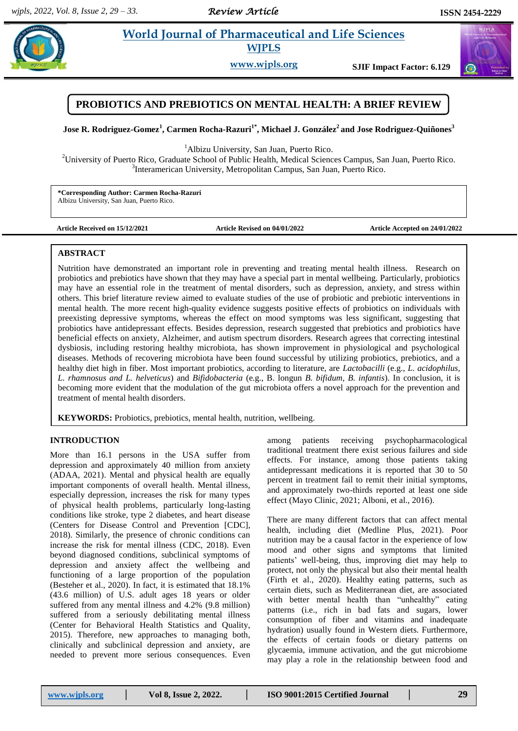# PROBIOTICS AND PREBIOTICS ON MENTAL HEALTH: A BRIEF REVIEW

**Jose R. Rodriguez-Gomez[1], Carmen Rocha-Razuri[1*], Michael J. González[2] and Jose Rodriguez-Quiñones[3]**

[1]Albizu University, San Juan, Puerto Rico.
[2]University of Puerto Rico, Graduate School of Public Health, Medical Sciences Campus, San Juan, Puerto Rico.
[3]Interamerican University, Metropolitan Campus, San Juan, Puerto Rico.

**\*Corresponding Author: Carmen Rocha-Razuri**
Albizu University, San Juan, Puerto Rico.

**Article Received on 15/12/2021** **Article Revised on 04/01/2022** **Article Accepted on 24/01/2022**

## ABSTRACT

Nutrition have demonstrated an important role in preventing and treating mental health illness. Research on probiotics and prebiotics have shown that they may have a special part in mental wellbeing. Particularly, probiotics may have an essential role in the treatment of mental disorders, such as depression, anxiety, and stress within others. This brief literature review aimed to evaluate studies of the use of probiotic and prebiotic interventions in mental health. The more recent high-quality evidence suggests positive effects of probiotics on individuals with preexisting depressive symptoms, whereas the effect on mood symptoms was less significant, suggesting that probiotics have antidepressant effects. Besides depression, research suggested that prebiotics and probiotics have beneficial effects on anxiety, Alzheimer, and autism spectrum disorders. Research agrees that correcting intestinal dysbiosis, including restoring healthy microbiota, has shown improvement in physiological and psychological diseases. Methods of recovering microbiota have been found successful by utilizing probiotics, prebiotics, and a healthy diet high in fiber. Most important probiotics, according to literature, are *Lactobacilli* (e.g., *L. acidophilus, L. rhamnosus and L. helveticus*) and *Bifidobacteria* (e.g., B. longun *B. bifidum, B. infantis*). In conclusion, it is becoming more evident that the modulation of the gut microbiota offers a novel approach for the prevention and treatment of mental health disorders.

**KEYWORDS:** Probiotics, prebiotics, mental health, nutrition, wellbeing.

## INTRODUCTION

More than 16.1 persons in the USA suffer from depression and approximately 40 million from anxiety (ADAA, 2021). Mental and physical health are equally important components of overall health. Mental illness, especially depression, increases the risk for many types of physical health problems, particularly long-lasting conditions like stroke, type 2 diabetes, and heart disease (Centers for Disease Control and Prevention [CDC], 2018). Similarly, the presence of chronic conditions can increase the risk for mental illness (CDC, 2018). Even beyond diagnosed conditions, subclinical symptoms of depression and anxiety affect the wellbeing and functioning of a large proportion of the population (Besteher et al., 2020). In fact, it is estimated that 18.1% (43.6 million) of U.S. adult ages 18 years or older suffered from any mental illness and 4.2% (9.8 million) suffered from a seriously debilitating mental illness (Center for Behavioral Health Statistics and Quality, 2015). Therefore, new approaches to managing both, clinically and subclinical depression and anxiety, are needed to prevent more serious consequences. Even among patients receiving psychopharmacological traditional treatment there exist serious failures and side effects. For instance, among those patients taking antidepressant medications it is reported that 30 to 50 percent in treatment fail to remit their initial symptoms, and approximately two-thirds reported at least one side effect (Mayo Clinic, 2021; Alboni, et al., 2016).

There are many different factors that can affect mental health, including diet (Medline Plus, 2021). Poor nutrition may be a causal factor in the experience of low mood and other signs and symptoms that limited patients' well-being, thus, improving diet may help to protect, not only the physical but also their mental health (Firth et al., 2020). Healthy eating patterns, such as certain diets, such as Mediterranean diet, are associated with better mental health than "unhealthy" eating patterns (i.e., rich in bad fats and sugars, lower consumption of fiber and vitamins and inadequate hydration) usually found in Western diets. Furthermore, the effects of certain foods or dietary patterns on glycaemia, immune activation, and the gut microbiome may play a role in the relationship between food and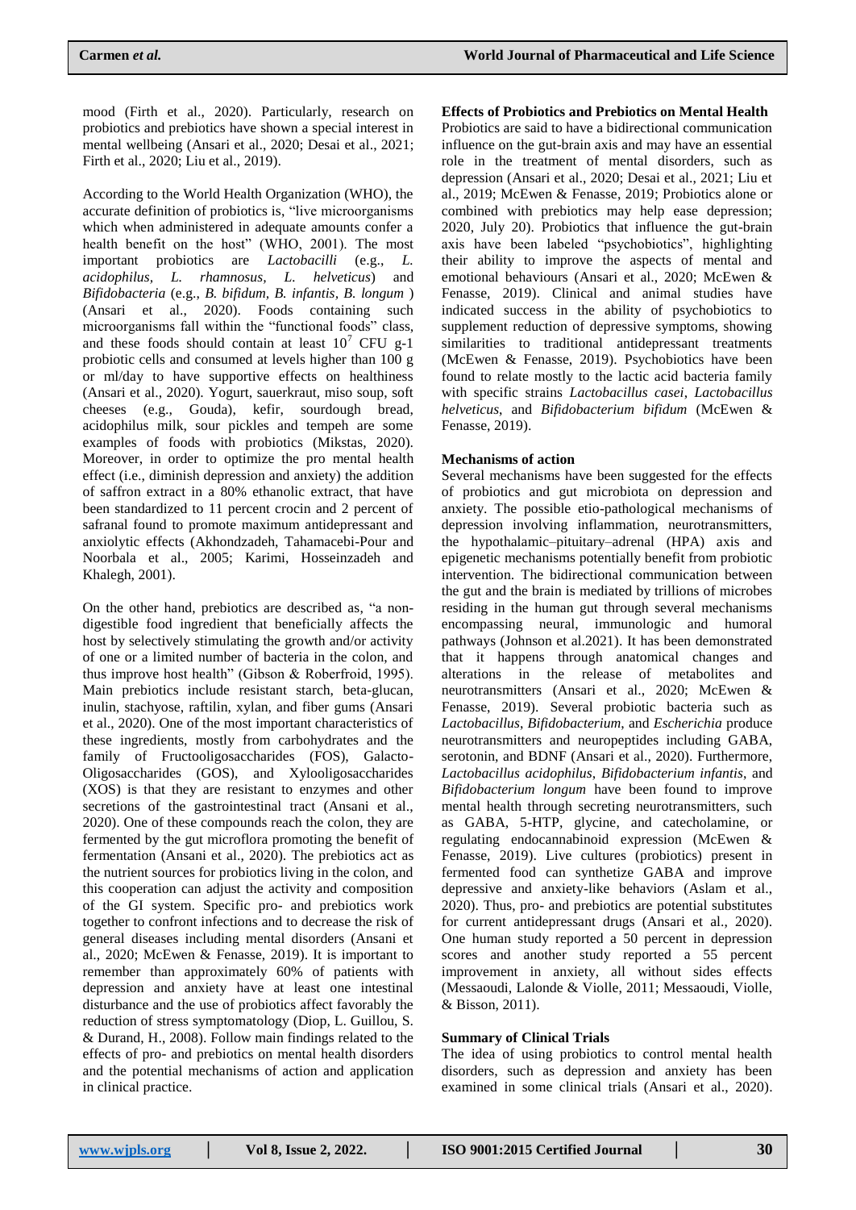mood (Firth et al., 2020). Particularly, research on probiotics and prebiotics have shown a special interest in mental wellbeing (Ansari et al., 2020; Desai et al., 2021; Firth et al., 2020; Liu et al., 2019).

According to the World Health Organization (WHO), the accurate definition of probiotics is, "live microorganisms which when administered in adequate amounts confer a health benefit on the host" (WHO, 2001). The most important probiotics are *Lactobacilli* (e.g., *L. acidophilus, L. rhamnosus, L. helveticus*) and *Bifidobacteria* (e.g., *B. bifidum, B. infantis, B. longum* ) (Ansari et al., 2020). Foods containing such microorganisms fall within the "functional foods" class, and these foods should contain at least $10^7$ CFU g-1 probiotic cells and consumed at levels higher than 100 g or ml/day to have supportive effects on healthiness (Ansari et al., 2020). Yogurt, sauerkraut, miso soup, soft cheeses (e.g., Gouda), kefir, sourdough bread, acidophilus milk, sour pickles and tempeh are some examples of foods with probiotics (Mikstas, 2020). Moreover, in order to optimize the pro mental health effect (i.e., diminish depression and anxiety) the addition of saffron extract in a 80% ethanolic extract, that have been standardized to 11 percent crocin and 2 percent of safranal found to promote maximum antidepressant and anxiolytic effects (Akhondzadeh, Tahamacebi-Pour and Noorbala et al., 2005; Karimi, Hosseinzadeh and Khalegh, 2001).

On the other hand, prebiotics are described as, "a non-digestible food ingredient that beneficially affects the host by selectively stimulating the growth and/or activity of one or a limited number of bacteria in the colon, and thus improve host health" (Gibson & Roberfroid, 1995). Main prebiotics include resistant starch, beta-glucan, inulin, stachyose, raftilin, xylan, and fiber gums (Ansari et al., 2020). One of the most important characteristics of these ingredients, mostly from carbohydrates and the family of Fructooligosaccharides (FOS), Galacto-Oligosaccharides (GOS), and Xylooligosaccharides (XOS) is that they are resistant to enzymes and other secretions of the gastrointestinal tract (Ansani et al., 2020). One of these compounds reach the colon, they are fermented by the gut microflora promoting the benefit of fermentation (Ansani et al., 2020). The prebiotics act as the nutrient sources for probiotics living in the colon, and this cooperation can adjust the activity and composition of the GI system. Specific pro- and prebiotics work together to confront infections and to decrease the risk of general diseases including mental disorders (Ansani et al., 2020; McEwen & Fenasse, 2019). It is important to remember than approximately 60% of patients with depression and anxiety have at least one intestinal disturbance and the use of probiotics affect favorably the reduction of stress symptomatology (Diop, L. Guillou, S. & Durand, H., 2008). Follow main findings related to the effects of pro- and prebiotics on mental health disorders and the potential mechanisms of action and application in clinical practice.

**Effects of Probiotics and Prebiotics on Mental Health**

Probiotics are said to have a bidirectional communication influence on the gut-brain axis and may have an essential role in the treatment of mental disorders, such as depression (Ansari et al., 2020; Desai et al., 2021; Liu et al., 2019; McEwen & Fenasse, 2019; Probiotics alone or combined with prebiotics may help ease depression; 2020, July 20). Probiotics that influence the gut-brain axis have been labeled "psychobiotics", highlighting their ability to improve the aspects of mental and emotional behaviours (Ansari et al., 2020; McEwen & Fenasse, 2019). Clinical and animal studies have indicated success in the ability of psychobiotics to supplement reduction of depressive symptoms, showing similarities to traditional antidepressant treatments (McEwen & Fenasse, 2019). Psychobiotics have been found to relate mostly to the lactic acid bacteria family with specific strains *Lactobacillus casei*, *Lactobacillus helveticus*, and *Bifidobacterium bifidum* (McEwen & Fenasse, 2019).

**Mechanisms of action**

Several mechanisms have been suggested for the effects of probiotics and gut microbiota on depression and anxiety. The possible etio-pathological mechanisms of depression involving inflammation, neurotransmitters, the hypothalamic–pituitary–adrenal (HPA) axis and epigenetic mechanisms potentially benefit from probiotic intervention. The bidirectional communication between the gut and the brain is mediated by trillions of microbes residing in the human gut through several mechanisms encompassing neural, immunologic and humoral pathways (Johnson et al.2021). It has been demonstrated that it happens through anatomical changes and alterations in the release of metabolites and neurotransmitters (Ansari et al., 2020; McEwen & Fenasse, 2019). Several probiotic bacteria such as *Lactobacillus*, *Bifidobacterium*, and *Escherichia* produce neurotransmitters and neuropeptides including GABA, serotonin, and BDNF (Ansari et al., 2020). Furthermore, *Lactobacillus acidophilus*, *Bifidobacterium infantis*, and *Bifidobacterium longum* have been found to improve mental health through secreting neurotransmitters, such as GABA, 5-HTP, glycine, and catecholamine, or regulating endocannabinoid expression (McEwen & Fenasse, 2019). Live cultures (probiotics) present in fermented food can synthetize GABA and improve depressive and anxiety-like behaviors (Aslam et al., 2020). Thus, pro- and prebiotics are potential substitutes for current antidepressant drugs (Ansari et al., 2020). One human study reported a 50 percent in depression scores and another study reported a 55 percent improvement in anxiety, all without sides effects (Messaoudi, Lalonde & Violle, 2011; Messaoudi, Violle, & Bisson, 2011).

**Summary of Clinical Trials**

The idea of using probiotics to control mental health disorders, such as depression and anxiety has been examined in some clinical trials (Ansari et al., 2020).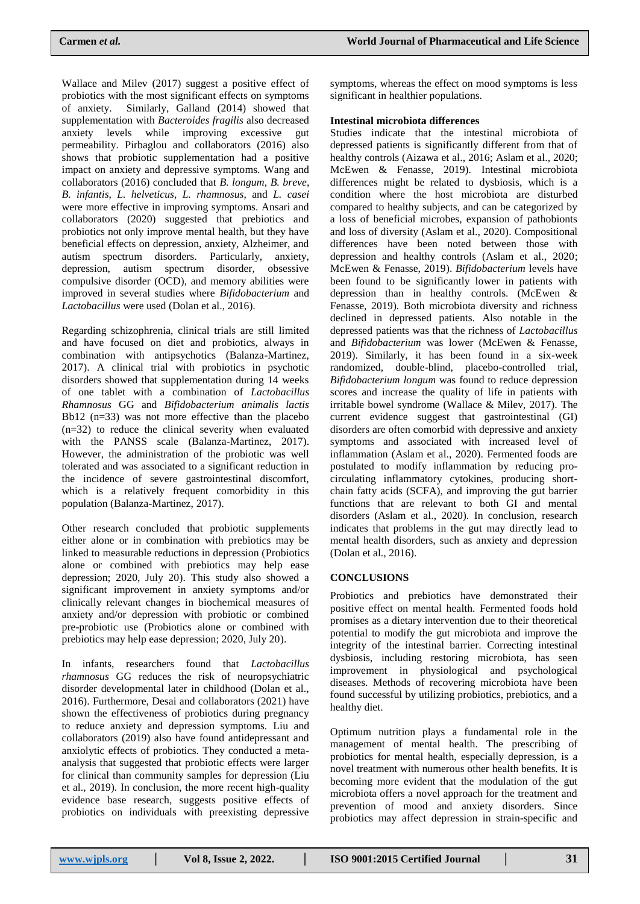Wallace and Milev (2017) suggest a positive effect of probiotics with the most significant effects on symptoms of anxiety. Similarly, Galland (2014) showed that supplementation with *Bacteroides fragilis* also decreased anxiety levels while improving excessive gut permeability. Pirbaglou and collaborators (2016) also shows that probiotic supplementation had a positive impact on anxiety and depressive symptoms. Wang and collaborators (2016) concluded that *B. longum*, *B. breve*, *B. infantis*, *L. helveticus*, *L. rhamnosus*, and *L. casei* were more effective in improving symptoms. Ansari and collaborators (2020) suggested that prebiotics and probiotics not only improve mental health, but they have beneficial effects on depression, anxiety, Alzheimer, and autism spectrum disorders. Particularly, anxiety, depression, autism spectrum disorder, obsessive compulsive disorder (OCD), and memory abilities were improved in several studies where *Bifidobacterium* and *Lactobacillus* were used (Dolan et al., 2016).

Regarding schizophrenia, clinical trials are still limited and have focused on diet and probiotics, always in combination with antipsychotics (Balanza-Martinez, 2017). A clinical trial with probiotics in psychotic disorders showed that supplementation during 14 weeks of one tablet with a combination of *Lactobacillus Rhamnosus* GG and *Bifidobacterium animalis lactis* Bb12 (n=33) was not more effective than the placebo (n=32) to reduce the clinical severity when evaluated with the PANSS scale (Balanza-Martinez, 2017). However, the administration of the probiotic was well tolerated and was associated to a significant reduction in the incidence of severe gastrointestinal discomfort, which is a relatively frequent comorbidity in this population (Balanza-Martinez, 2017).

Other research concluded that probiotic supplements either alone or in combination with prebiotics may be linked to measurable reductions in depression (Probiotics alone or combined with prebiotics may help ease depression; 2020, July 20). This study also showed a significant improvement in anxiety symptoms and/or clinically relevant changes in biochemical measures of anxiety and/or depression with probiotic or combined pre-probiotic use (Probiotics alone or combined with prebiotics may help ease depression; 2020, July 20).

In infants, researchers found that *Lactobacillus rhamnosus* GG reduces the risk of neuropsychiatric disorder developmental later in childhood (Dolan et al., 2016). Furthermore, Desai and collaborators (2021) have shown the effectiveness of probiotics during pregnancy to reduce anxiety and depression symptoms. Liu and collaborators (2019) also have found antidepressant and anxiolytic effects of probiotics. They conducted a meta-analysis that suggested that probiotic effects were larger for clinical than community samples for depression (Liu et al., 2019). In conclusion, the more recent high-quality evidence base research, suggests positive effects of probiotics on individuals with preexisting depressive symptoms, whereas the effect on mood symptoms is less significant in healthier populations.

**Intestinal microbiota differences**

Studies indicate that the intestinal microbiota of depressed patients is significantly different from that of healthy controls (Aizawa et al., 2016; Aslam et al., 2020; McEwen & Fenasse, 2019). Intestinal microbiota differences might be related to dysbiosis, which is a condition where the host microbiota are disturbed compared to healthy subjects, and can be categorized by a loss of beneficial microbes, expansion of pathobionts and loss of diversity (Aslam et al., 2020). Compositional differences have been noted between those with depression and healthy controls (Aslam et al., 2020; McEwen & Fenasse, 2019). *Bifidobacterium* levels have been found to be significantly lower in patients with depression than in healthy controls. (McEwen & Fenasse, 2019). Both microbiota diversity and richness declined in depressed patients. Also notable in the depressed patients was that the richness of *Lactobacillus* and *Bifidobacterium* was lower (McEwen & Fenasse, 2019). Similarly, it has been found in a six-week randomized, double-blind, placebo-controlled trial, *Bifidobacterium longum* was found to reduce depression scores and increase the quality of life in patients with irritable bowel syndrome (Wallace & Milev, 2017). The current evidence suggest that gastrointestinal (GI) disorders are often comorbid with depressive and anxiety symptoms and associated with increased level of inflammation (Aslam et al., 2020). Fermented foods are postulated to modify inflammation by reducing pro-circulating inflammatory cytokines, producing short-chain fatty acids (SCFA), and improving the gut barrier functions that are relevant to both GI and mental disorders (Aslam et al., 2020). In conclusion, research indicates that problems in the gut may directly lead to mental health disorders, such as anxiety and depression (Dolan et al., 2016).

## CONCLUSIONS

Probiotics and prebiotics have demonstrated their positive effect on mental health. Fermented foods hold promises as a dietary intervention due to their theoretical potential to modify the gut microbiota and improve the integrity of the intestinal barrier. Correcting intestinal dysbiosis, including restoring microbiota, has seen improvement in physiological and psychological diseases. Methods of recovering microbiota have been found successful by utilizing probiotics, prebiotics, and a healthy diet.

Optimum nutrition plays a fundamental role in the management of mental health. The prescribing of probiotics for mental health, especially depression, is a novel treatment with numerous other health benefits. It is becoming more evident that the modulation of the gut microbiota offers a novel approach for the treatment and prevention of mood and anxiety disorders. Since probiotics may affect depression in strain-specific and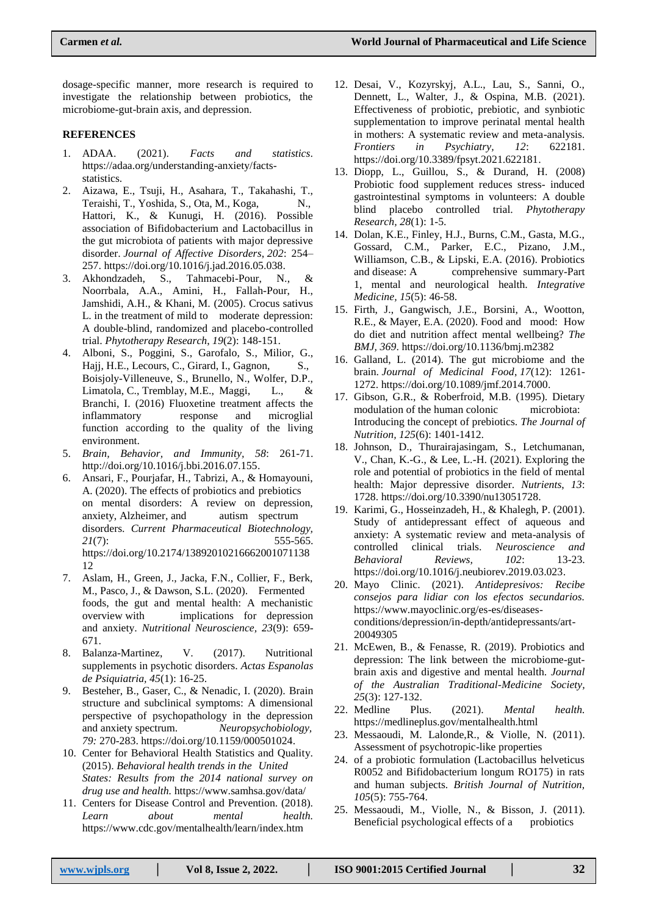dosage-specific manner, more research is required to investigate the relationship between probiotics, the microbiome-gut-brain axis, and depression.

## REFERENCES

1. ADAA. (2021). *Facts and statistics*. https://adaa.org/understanding-anxiety/facts-statistics.
2. Aizawa, E., Tsuji, H., Asahara, T., Takahashi, T., Teraishi, T., Yoshida, S., Ota, M., Koga, N., Hattori, K., & Kunugi, H. (2016). Possible association of Bifidobacterium and Lactobacillus in the gut microbiota of patients with major depressive disorder. *Journal of Affective Disorders*, *202*: 254–257. https://doi.org/10.1016/j.jad.2016.05.038.
3. Akhondzadeh, S., Tahmacebi-Pour, N., & Noorbala, A.A., Amini, H., Fallah-Pour, H., Jamshidi, A.H., & Khani, M. (2005). Crocus sativus L. in the treatment of mild to moderate depression: A double-blind, randomized and placebo-controlled trial. *Phytotherapy Research*, *19*(2): 148-151.
4. Alboni, S., Poggini, S., Garofalo, S., Milior, G., Hajj, H.E., Lecours, C., Girard, I., Gagnon, S., Boisjoly-Villeneuve, S., Brunello, N., Wolfer, D.P., Limatola, C., Tremblay, M.E., Maggi, L., & Branchi, I. (2016) Fluoxetine treatment affects the inflammatory response and microglial function according to the quality of the living environment.
5. *Brain, Behavior, and Immunity*, *58*: 261-71. http://doi.org/10.1016/j.bbi.2016.07.155.
6. Ansari, F., Pourjafar, H., Tabrizi, A., & Homayouni, A. (2020). The effects of probiotics and prebiotics on mental disorders: A review on depression, anxiety, Alzheimer, and autism spectrum disorders. *Current Pharmaceutical Biotechnology, 21*(7): 555-565. https://doi.org/10.2174/138920102166620010711381 2
7. Aslam, H., Green, J., Jacka, F.N., Collier, F., Berk, M., Pasco, J., & Dawson, S.L. (2020). Fermented foods, the gut and mental health: A mechanistic overview with implications for depression and anxiety. *Nutritional Neuroscience*, *23*(9): 659-671.
8. Balanza-Martinez, V. (2017). Nutritional supplements in psychotic disorders. *Actas Espanolas de Psiquiatria*, *45*(1): 16-25.
9. Besteher, B., Gaser, C., & Nenadic, I. (2020). Brain structure and subclinical symptoms: A dimensional perspective of psychopathology in the depression and anxiety spectrum. *Neuropsychobiology, 79:* 270-283. https://doi.org/10.1159/000501024.
10. Center for Behavioral Health Statistics and Quality. (2015). *Behavioral health trends in the United States: Results from the 2014 national survey on drug use and health*. https://www.samhsa.gov/data/
11. Centers for Disease Control and Prevention. (2018). *Learn about mental health*. https://www.cdc.gov/mentalhealth/learn/index.htm
12. Desai, V., Kozyrskyj, A.L., Lau, S., Sanni, O., Dennett, L., Walter, J., & Ospina, M.B. (2021). Effectiveness of probiotic, prebiotic, and synbiotic supplementation to improve perinatal mental health in mothers: A systematic review and meta-analysis. *Frontiers in Psychiatry, 12*: 622181. https://doi.org/10.3389/fpsyt.2021.622181.
13. Diopp, L., Guillou, S., & Durand, H. (2008) Probiotic food supplement reduces stress- induced gastrointestinal symptoms in volunteers: A double blind placebo controlled trial. *Phytotherapy Research, 28*(1): 1-5.
14. Dolan, K.E., Finley, H.J., Burns, C.M., Gasta, M.G., Gossard, C.M., Parker, E.C., Pizano, J.M., Williamson, C.B., & Lipski, E.A. (2016). Probiotics and disease: A comprehensive summary-Part 1, mental and neurological health. *Integrative Medicine, 15*(5): 46-58.
15. Firth, J., Gangwisch, J.E., Borsini, A., Wootton, R.E., & Mayer, E.A. (2020). Food and mood: How do diet and nutrition affect mental wellbeing? *The BMJ, 369*. https://doi.org/10.1136/bmj.m2382
16. Galland, L. (2014). The gut microbiome and the brain. *Journal of Medicinal Food*, *17*(12): 1261-1272. https://doi.org/10.1089/jmf.2014.7000.
17. Gibson, G.R., & Roberfroid, M.B. (1995). Dietary modulation of the human colonic microbiota: Introducing the concept of prebiotics. *The Journal of Nutrition, 125*(6): 1401-1412.
18. Johnson, D., Thurairajasingam, S., Letchumanan, V., Chan, K.-G., & Lee, L.-H. (2021). Exploring the role and potential of probiotics in the field of mental health: Major depressive disorder. *Nutrients*, *13*: 1728. https://doi.org/10.3390/nu13051728.
19. Karimi, G., Hosseinzadeh, H., & Khalegh, P. (2001). Study of antidepressant effect of aqueous and anxiety: A systematic review and meta-analysis of controlled clinical trials. *Neuroscience and Behavioral Reviews, 102*: 13-23. https://doi.org/10.1016/j.neubiorev.2019.03.023.
20. Mayo Clinic. (2021). *Antidepresivos: Recibe consejos para lidiar con los efectos secundarios.* https://www.mayoclinic.org/es-es/diseases-conditions/depression/in-depth/antidepressants/art-20049305
21. McEwen, B., & Fenasse, R. (2019). Probiotics and depression: The link between the microbiome-gut-brain axis and digestive and mental health. *Journal of the Australian Traditional-Medicine Society, 25*(3): 127-132.
22. Medline Plus. (2021). *Mental health.* https://medlineplus.gov/mentalhealth.html
23. Messaoudi, M. Lalonde,R., & Violle, N. (2011). Assessment of psychotropic-like properties
24. of a probiotic formulation (Lactobacillus helveticus R0052 and Bifidobacterium longum RO175) in rats and human subjects. *British Journal of Nutrition, 105*(5): 755-764.
25. Messaoudi, M., Violle, N., & Bisson, J. (2011). Beneficial psychological effects of a probiotics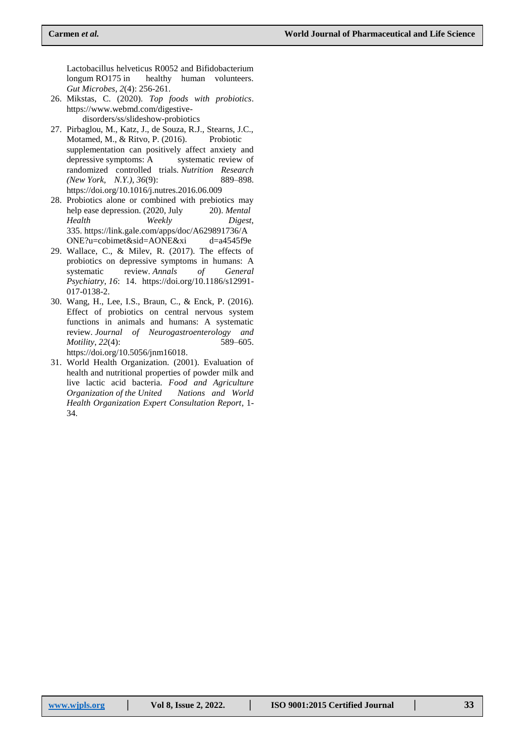Lactobacillus helveticus R0052 and Bifidobacterium longum RO175 in healthy human volunteers. *Gut Microbes, 2*(4): 256-261.

26. Mikstas, C. (2020). *Top foods with probiotics*. https://www.webmd.com/digestive-disorders/ss/slideshow-probiotics
27. Pirbaglou, M., Katz, J., de Souza, R.J., Stearns, J.C., Motamed, M., & Ritvo, P. (2016). Probiotic supplementation can positively affect anxiety and depressive symptoms: A systematic review of randomized controlled trials. *Nutrition Research (New York, N.Y.)*, *36*(9): 889–898. https://doi.org/10.1016/j.nutres.2016.06.009
28. Probiotics alone or combined with prebiotics may help ease depression. (2020, July 20). *Mental Health Weekly Digest*, 335. https://link.gale.com/apps/doc/A629891736/AONE?u=cobimet&sid=AONE&xid=a4545f9e
29. Wallace, C., & Milev, R. (2017). The effects of probiotics on depressive symptoms in humans: A systematic review. *Annals of General Psychiatry*, *16*: 14. https://doi.org/10.1186/s12991-017-0138-2.
30. Wang, H., Lee, I.S., Braun, C., & Enck, P. (2016). Effect of probiotics on central nervous system functions in animals and humans: A systematic review. *Journal of Neurogastroenterology and Motility*, *22*(4): 589–605. https://doi.org/10.5056/jnm16018.
31. World Health Organization. (2001). Evaluation of health and nutritional properties of powder milk and live lactic acid bacteria. *Food and Agriculture Organization of the United Nations and World Health Organization Expert Consultation Report*, 1-34.